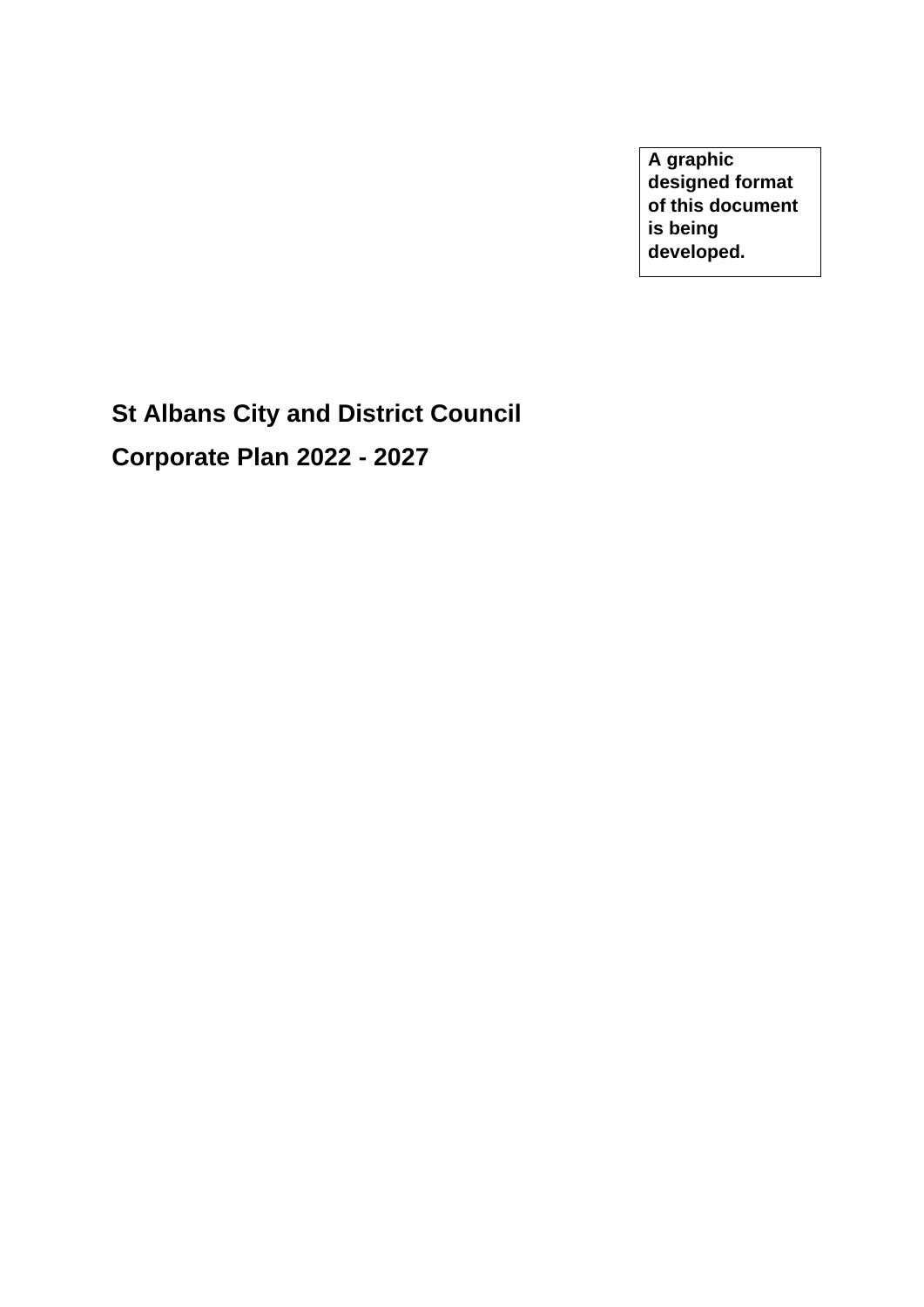**A graphic designed format of this document is being developed.**

# St Albans City and District Council

# Corporate Plan 2022 - 2027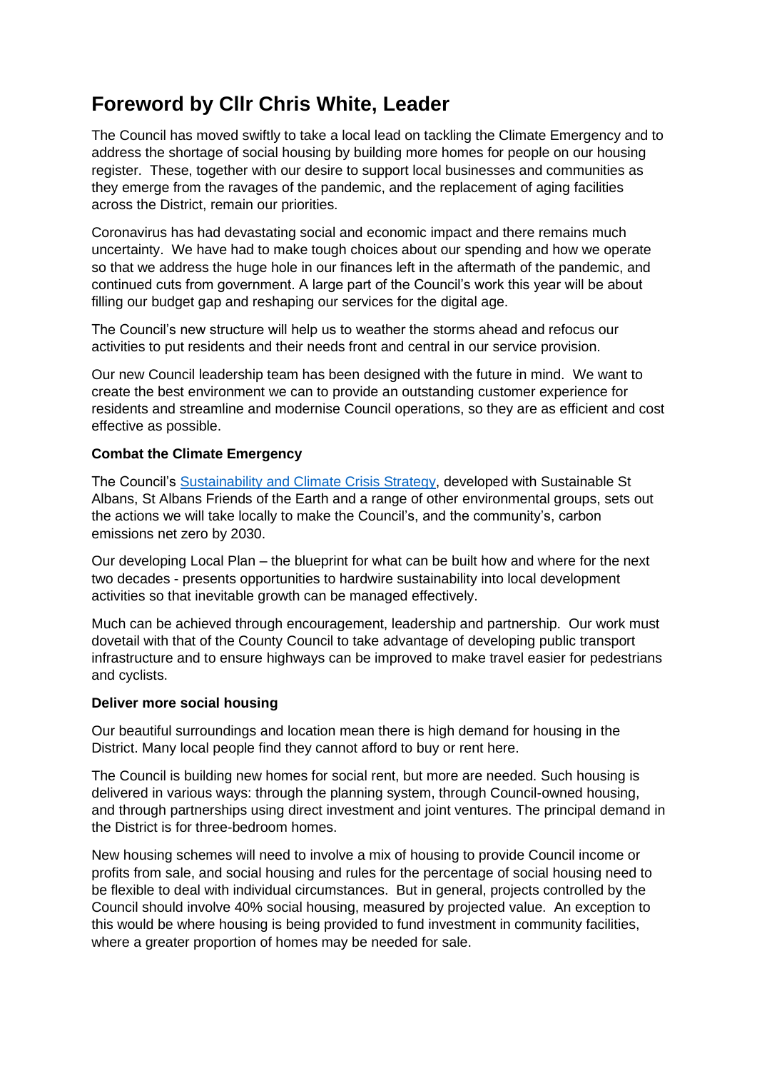# Foreword by Cllr Chris White, Leader

The Council has moved swiftly to take a local lead on tackling the Climate Emergency and to address the shortage of social housing by building more homes for people on our housing register. These, together with our desire to support local businesses and communities as they emerge from the ravages of the pandemic, and the replacement of aging facilities across the District, remain our priorities.

Coronavirus has had devastating social and economic impact and there remains much uncertainty. We have had to make tough choices about our spending and how we operate so that we address the huge hole in our finances left in the aftermath of the pandemic, and continued cuts from government. A large part of the Council's work this year will be about filling our budget gap and reshaping our services for the digital age.

The Council's new structure will help us to weather the storms ahead and refocus our activities to put residents and their needs front and central in our service provision.

Our new Council leadership team has been designed with the future in mind. We want to create the best environment we can to provide an outstanding customer experience for residents and streamline and modernise Council operations, so they are as efficient and cost effective as possible.

**Combat the Climate Emergency**

The Council's [Sustainability and Climate Crisis Strategy](), developed with Sustainable St Albans, St Albans Friends of the Earth and a range of other environmental groups, sets out the actions we will take locally to make the Council's, and the community's, carbon emissions net zero by 2030.

Our developing Local Plan – the blueprint for what can be built how and where for the next two decades - presents opportunities to hardwire sustainability into local development activities so that inevitable growth can be managed effectively.

Much can be achieved through encouragement, leadership and partnership. Our work must dovetail with that of the County Council to take advantage of developing public transport infrastructure and to ensure highways can be improved to make travel easier for pedestrians and cyclists.

**Deliver more social housing**

Our beautiful surroundings and location mean there is high demand for housing in the District. Many local people find they cannot afford to buy or rent here.

The Council is building new homes for social rent, but more are needed. Such housing is delivered in various ways: through the planning system, through Council-owned housing, and through partnerships using direct investment and joint ventures. The principal demand in the District is for three-bedroom homes.

New housing schemes will need to involve a mix of housing to provide Council income or profits from sale, and social housing and rules for the percentage of social housing need to be flexible to deal with individual circumstances. But in general, projects controlled by the Council should involve 40% social housing, measured by projected value. An exception to this would be where housing is being provided to fund investment in community facilities, where a greater proportion of homes may be needed for sale.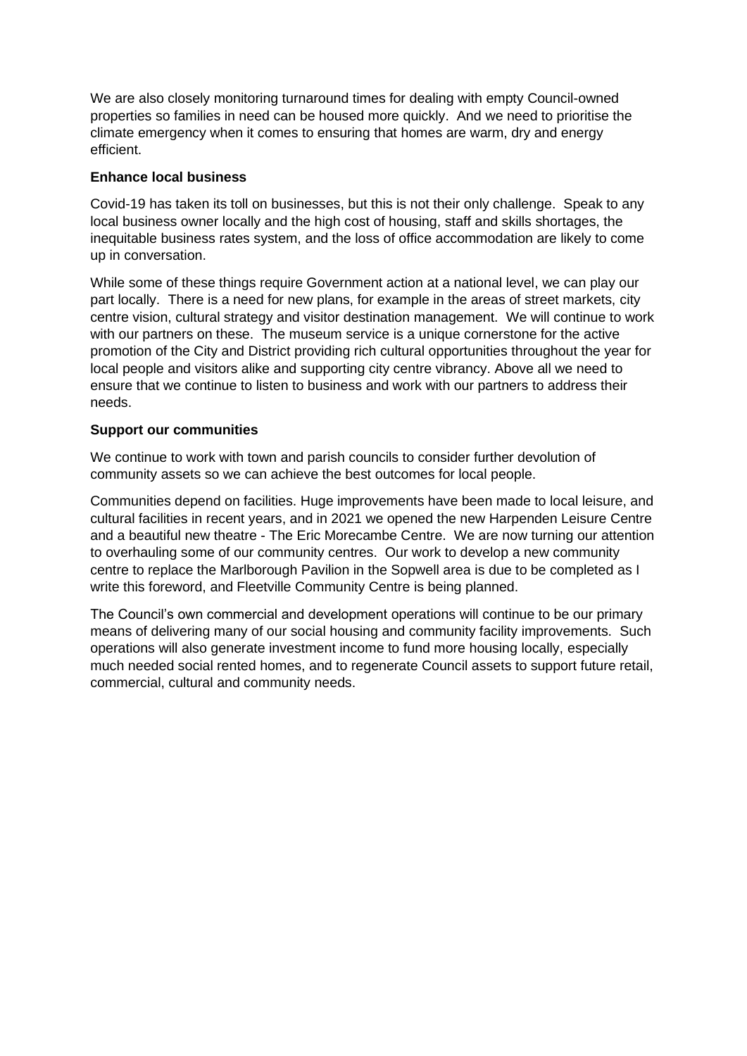We are also closely monitoring turnaround times for dealing with empty Council-owned properties so families in need can be housed more quickly. And we need to prioritise the climate emergency when it comes to ensuring that homes are warm, dry and energy efficient.

**Enhance local business**

Covid-19 has taken its toll on businesses, but this is not their only challenge. Speak to any local business owner locally and the high cost of housing, staff and skills shortages, the inequitable business rates system, and the loss of office accommodation are likely to come up in conversation.

While some of these things require Government action at a national level, we can play our part locally. There is a need for new plans, for example in the areas of street markets, city centre vision, cultural strategy and visitor destination management. We will continue to work with our partners on these. The museum service is a unique cornerstone for the active promotion of the City and District providing rich cultural opportunities throughout the year for local people and visitors alike and supporting city centre vibrancy. Above all we need to ensure that we continue to listen to business and work with our partners to address their needs.

**Support our communities**

We continue to work with town and parish councils to consider further devolution of community assets so we can achieve the best outcomes for local people.

Communities depend on facilities. Huge improvements have been made to local leisure, and cultural facilities in recent years, and in 2021 we opened the new Harpenden Leisure Centre and a beautiful new theatre - The Eric Morecambe Centre. We are now turning our attention to overhauling some of our community centres. Our work to develop a new community centre to replace the Marlborough Pavilion in the Sopwell area is due to be completed as I write this foreword, and Fleetville Community Centre is being planned.

The Council's own commercial and development operations will continue to be our primary means of delivering many of our social housing and community facility improvements. Such operations will also generate investment income to fund more housing locally, especially much needed social rented homes, and to regenerate Council assets to support future retail, commercial, cultural and community needs.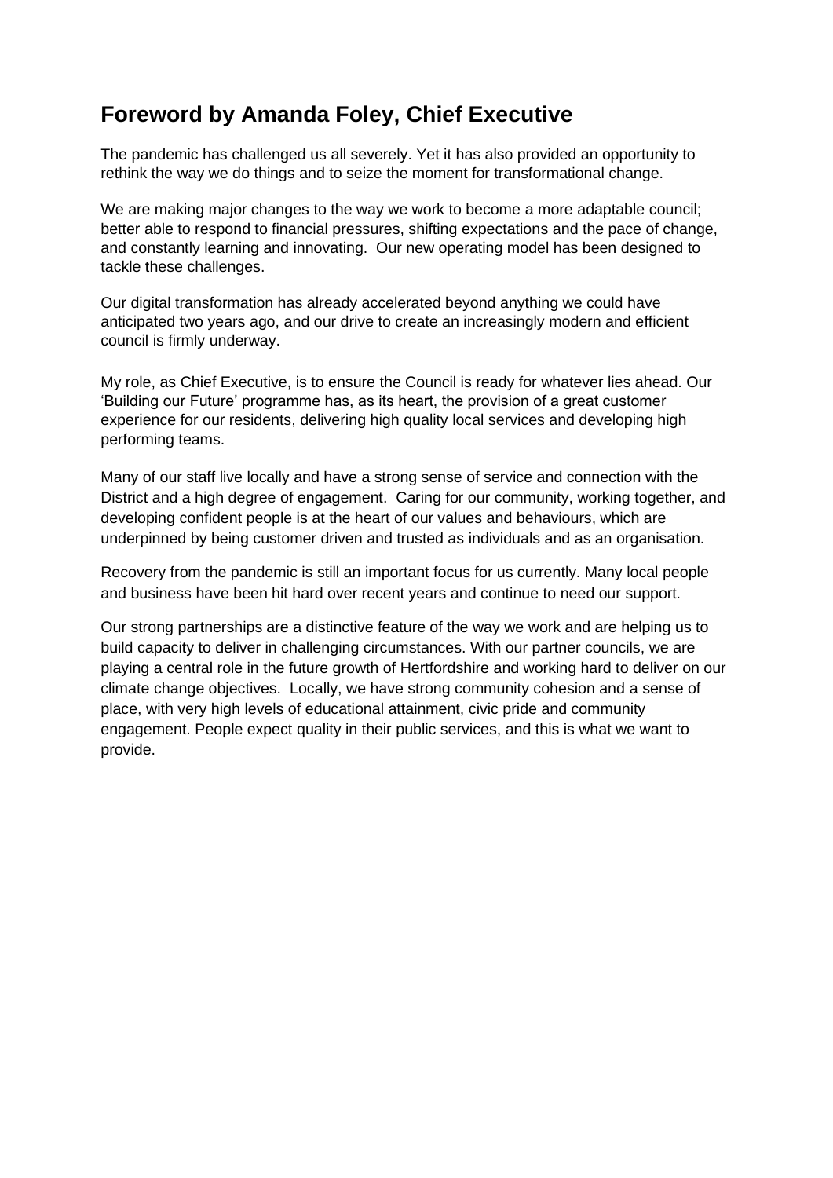## Foreword by Amanda Foley, Chief Executive

The pandemic has challenged us all severely. Yet it has also provided an opportunity to rethink the way we do things and to seize the moment for transformational change.

We are making major changes to the way we work to become a more adaptable council; better able to respond to financial pressures, shifting expectations and the pace of change, and constantly learning and innovating. Our new operating model has been designed to tackle these challenges.

Our digital transformation has already accelerated beyond anything we could have anticipated two years ago, and our drive to create an increasingly modern and efficient council is firmly underway.

My role, as Chief Executive, is to ensure the Council is ready for whatever lies ahead. Our 'Building our Future' programme has, as its heart, the provision of a great customer experience for our residents, delivering high quality local services and developing high performing teams.

Many of our staff live locally and have a strong sense of service and connection with the District and a high degree of engagement. Caring for our community, working together, and developing confident people is at the heart of our values and behaviours, which are underpinned by being customer driven and trusted as individuals and as an organisation.

Recovery from the pandemic is still an important focus for us currently. Many local people and business have been hit hard over recent years and continue to need our support.

Our strong partnerships are a distinctive feature of the way we work and are helping us to build capacity to deliver in challenging circumstances. With our partner councils, we are playing a central role in the future growth of Hertfordshire and working hard to deliver on our climate change objectives. Locally, we have strong community cohesion and a sense of place, with very high levels of educational attainment, civic pride and community engagement. People expect quality in their public services, and this is what we want to provide.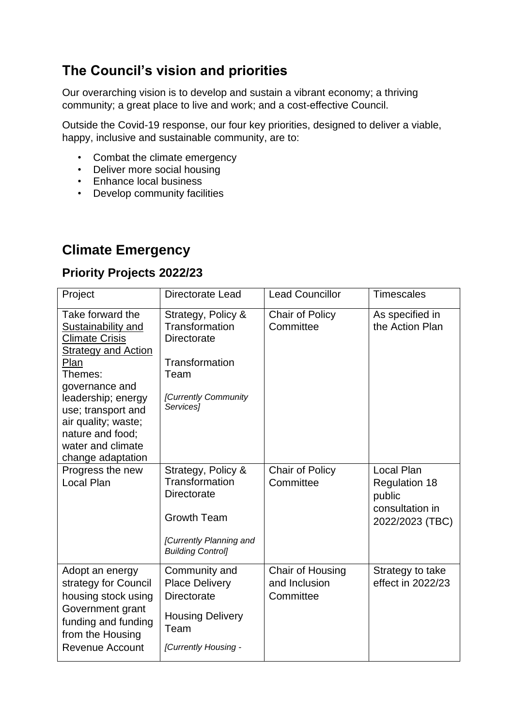## The Council's vision and priorities

Our overarching vision is to develop and sustain a vibrant economy; a thriving community; a great place to live and work; and a cost-effective Council.

Outside the Covid-19 response, our four key priorities, designed to deliver a viable, happy, inclusive and sustainable community, are to:

- Combat the climate emergency
- Deliver more social housing
- Enhance local business
- Develop community facilities

## Climate Emergency

### Priority Projects 2022/23

| Project | Directorate Lead | Lead Councillor | Timescales |
|---|---|---|---|
| Take forward the Sustainability and Climate Crisis Strategy and Action Plan<br>Themes: governance and leadership; energy use; transport and air quality; waste; nature and food; water and climate change adaptation | Strategy, Policy & Transformation Directorate<br><br>Transformation Team<br><br>*[Currently Community Services]* | Chair of Policy Committee | As specified in the Action Plan |
| Progress the new Local Plan | Strategy, Policy & Transformation Directorate<br><br>Growth Team<br><br>*[Currently Planning and Building Control]* | Chair of Policy Committee | Local Plan Regulation 18 public consultation in 2022/2023 (TBC) |
| Adopt an energy strategy for Council housing stock using Government grant funding and funding from the Housing Revenue Account | Community and Place Delivery Directorate<br><br>Housing Delivery Team<br><br>*[Currently Housing -* | Chair of Housing and Inclusion Committee | Strategy to take effect in 2022/23 |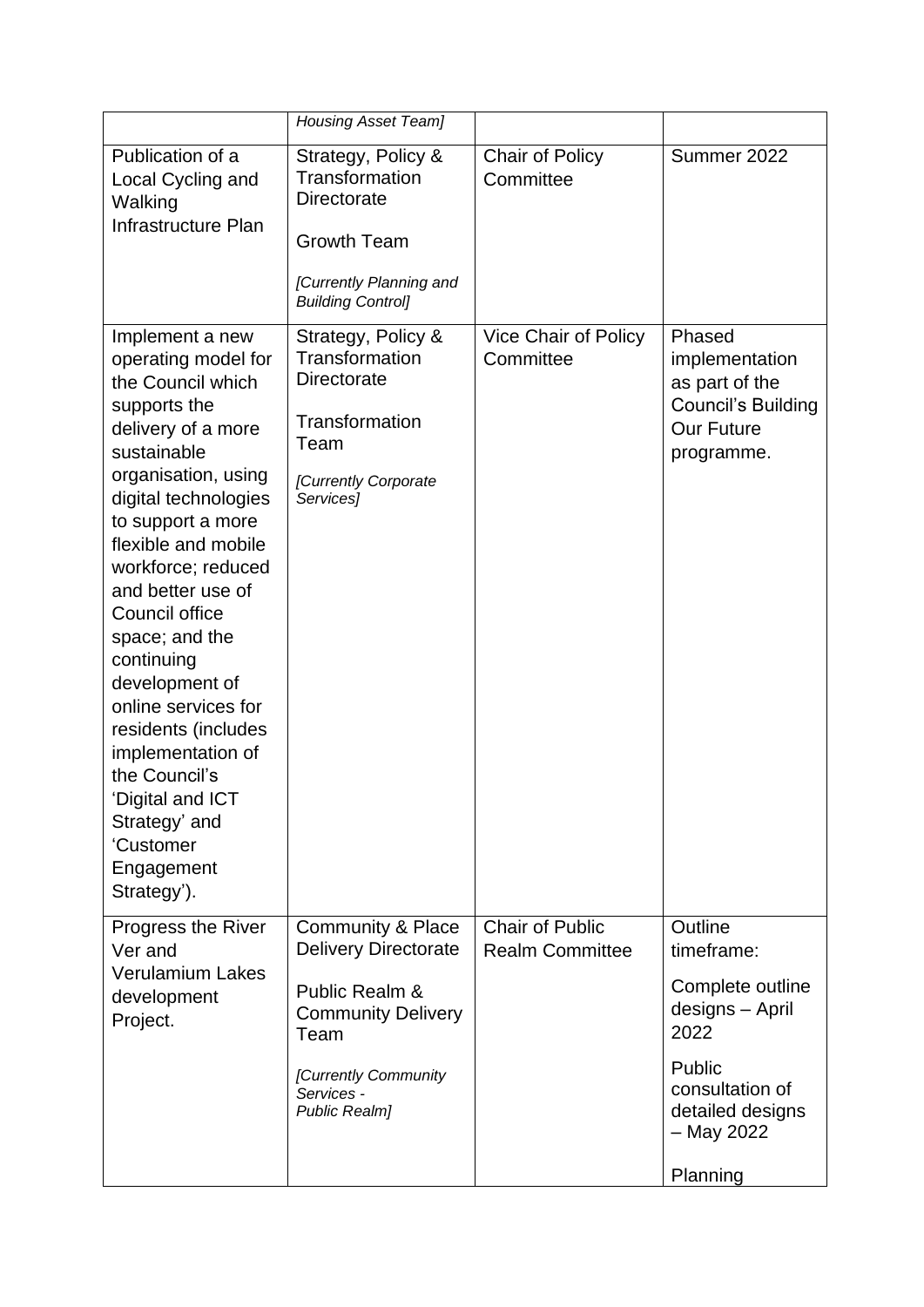| | | | |
|---|---|---|---|
| | *Housing Asset Team]* | | |
| Publication of a Local Cycling and Walking Infrastructure Plan | Strategy, Policy & Transformation Directorate<br><br>Growth Team<br><br>*[Currently Planning and Building Control]* | Chair of Policy Committee | Summer 2022 |
| Implement a new operating model for the Council which supports the delivery of a more sustainable organisation, using digital technologies to support a more flexible and mobile workforce; reduced and better use of Council office space; and the continuing development of online services for residents (includes implementation of the Council's 'Digital and ICT Strategy' and 'Customer Engagement Strategy'). | Strategy, Policy & Transformation Directorate<br><br>Transformation Team<br><br>*[Currently Corporate Services]* | Vice Chair of Policy Committee | Phased implementation as part of the Council's Building Our Future programme. |
| Progress the River Ver and Verulamium Lakes development Project. | Community & Place Delivery Directorate<br><br>Public Realm & Community Delivery Team<br><br>*[Currently Community Services - Public Realm]* | Chair of Public Realm Committee | Outline timeframe:<br><br>Complete outline designs – April 2022<br><br>Public consultation of detailed designs – May 2022<br><br>Planning |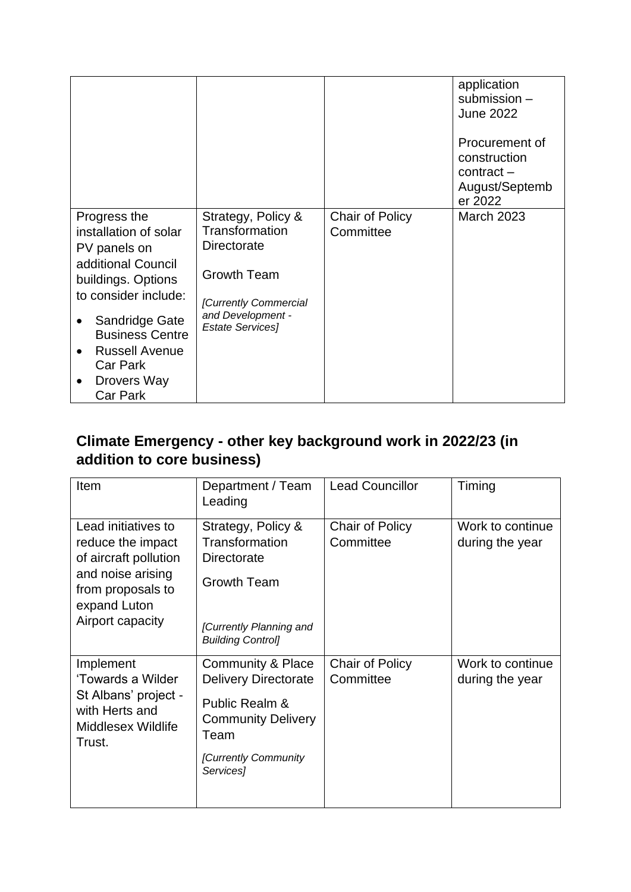| | | | |
|---|---|---|---|
| | | | application submission – June 2022<br><br>Procurement of construction contract – August/September 2022 |
| Progress the installation of solar PV panels on additional Council buildings. Options to consider include:<br>• Sandridge Gate Business Centre<br>• Russell Avenue Car Park<br>• Drovers Way Car Park | Strategy, Policy & Transformation Directorate<br><br>Growth Team<br><br>*[Currently Commercial and Development - Estate Services]* | Chair of Policy Committee | March 2023 |

## Climate Emergency - other key background work in 2022/23 (in addition to core business)

| Item | Department / Team Leading | Lead Councillor | Timing |
|---|---|---|---|
| Lead initiatives to reduce the impact of aircraft pollution and noise arising from proposals to expand Luton Airport capacity | Strategy, Policy & Transformation Directorate<br><br>Growth Team<br><br>*[Currently Planning and Building Control]* | Chair of Policy Committee | Work to continue during the year |
| Implement 'Towards a Wilder St Albans' project - with Herts and Middlesex Wildlife Trust. | Community & Place Delivery Directorate<br><br>Public Realm & Community Delivery Team<br><br>*[Currently Community Services]* | Chair of Policy Committee | Work to continue during the year |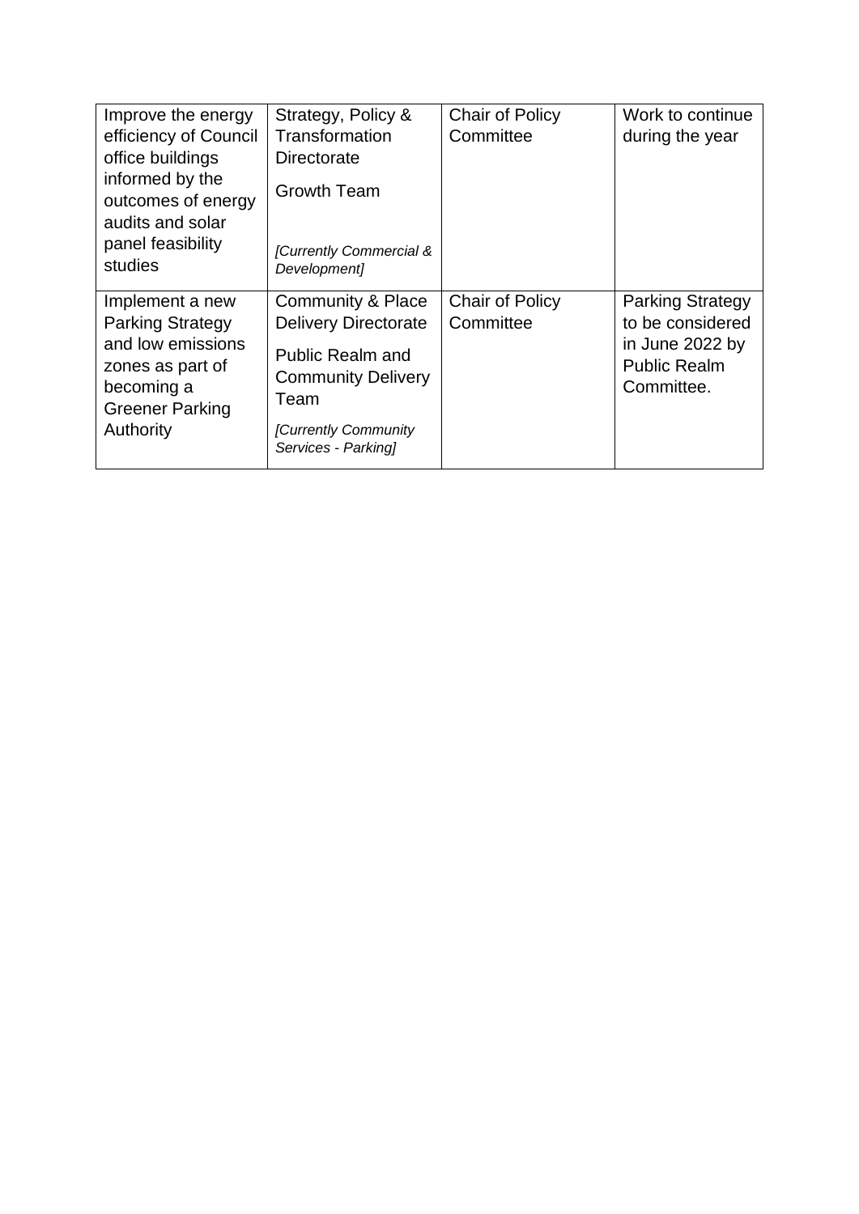| | | | |
|---|---|---|---|
| Improve the energy efficiency of Council office buildings informed by the outcomes of energy audits and solar panel feasibility studies | Strategy, Policy & Transformation Directorate<br><br>Growth Team<br><br>*[Currently Commercial & Development]* | Chair of Policy Committee | Work to continue during the year |
| Implement a new Parking Strategy and low emissions zones as part of becoming a Greener Parking Authority | Community & Place Delivery Directorate<br><br>Public Realm and Community Delivery Team<br><br>*[Currently Community Services - Parking]* | Chair of Policy Committee | Parking Strategy to be considered in June 2022 by Public Realm Committee. |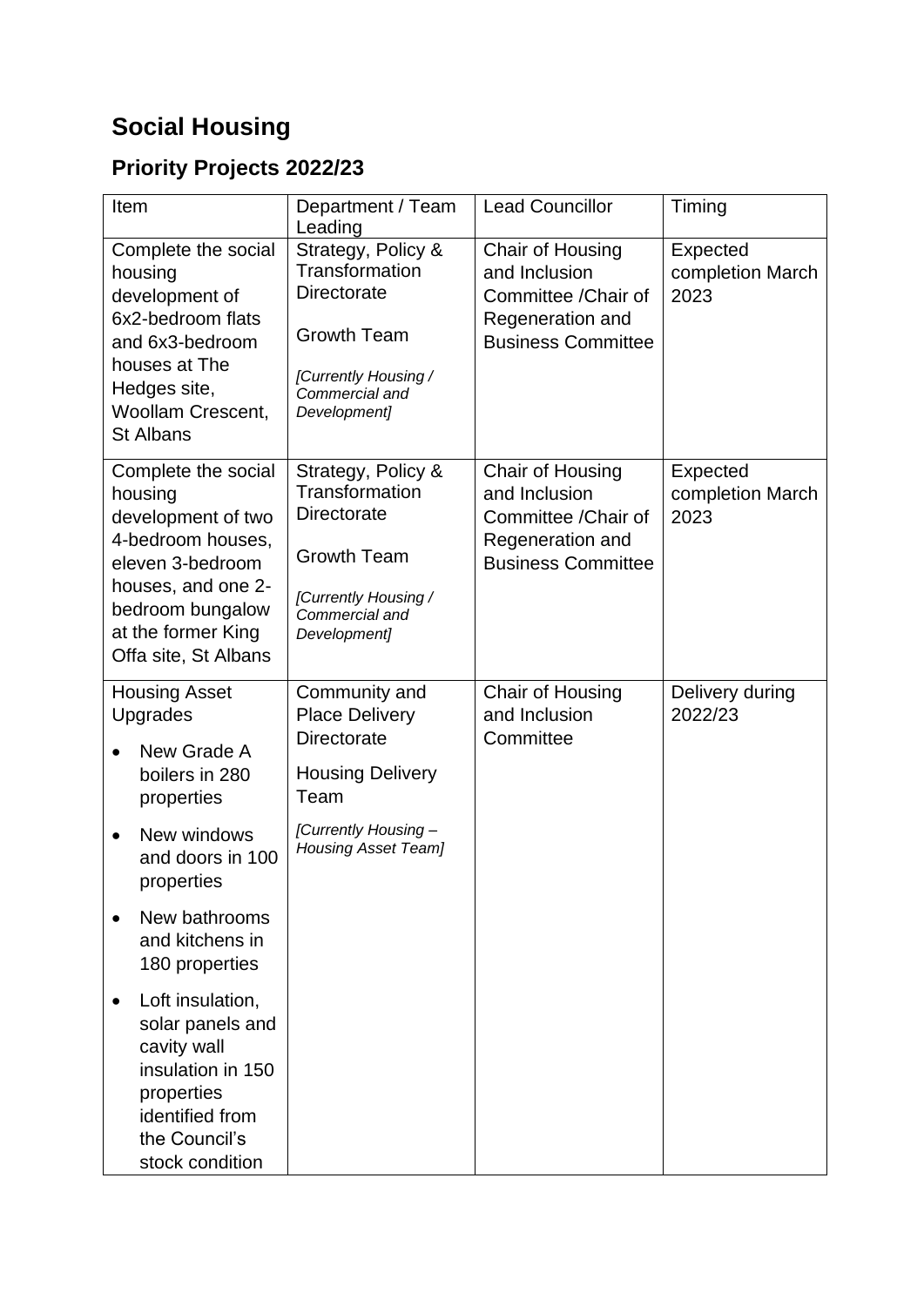# Social Housing

## Priority Projects 2022/23

| Item | Department / Team Leading | Lead Councillor | Timing |
|---|---|---|---|
| Complete the social housing development of 6x2-bedroom flats and 6x3-bedroom houses at The Hedges site, Woollam Crescent, St Albans | Strategy, Policy & Transformation Directorate<br><br>Growth Team<br><br>*[Currently Housing / Commercial and Development]* | Chair of Housing and Inclusion Committee /Chair of Regeneration and Business Committee | Expected completion March 2023 |
| Complete the social housing development of two 4-bedroom houses, eleven 3-bedroom houses, and one 2-bedroom bungalow at the former King Offa site, St Albans | Strategy, Policy & Transformation Directorate<br><br>Growth Team<br><br>*[Currently Housing / Commercial and Development]* | Chair of Housing and Inclusion Committee /Chair of Regeneration and Business Committee | Expected completion March 2023 |
| Housing Asset Upgrades<br>• New Grade A boilers in 280 properties<br>• New windows and doors in 100 properties<br>• New bathrooms and kitchens in 180 properties<br>• Loft insulation, solar panels and cavity wall insulation in 150 properties identified from the Council's stock condition | Community and Place Delivery Directorate<br><br>Housing Delivery Team<br><br>*[Currently Housing – Housing Asset Team]* | Chair of Housing and Inclusion Committee | Delivery during 2022/23 |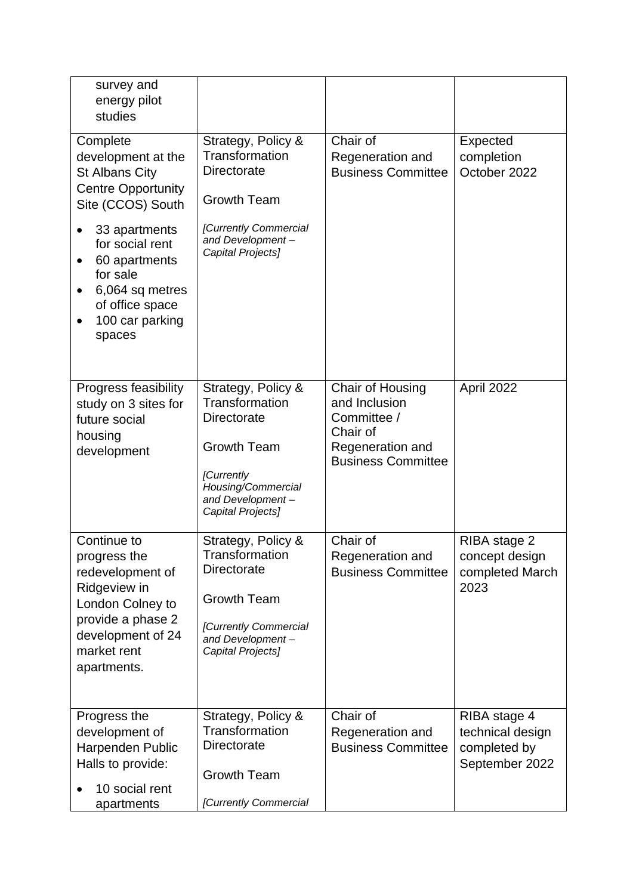| | | | |
|---|---|---|---|
| survey and energy pilot studies | | | |
| Complete development at the St Albans City Centre Opportunity Site (CCOS) South<br><br>• 33 apartments for social rent<br>• 60 apartments for sale<br>• 6,064 sq metres of office space<br>• 100 car parking spaces | Strategy, Policy & Transformation Directorate<br><br>Growth Team<br><br>*[Currently Commercial and Development – Capital Projects]* | Chair of Regeneration and Business Committee | Expected completion October 2022 |
| Progress feasibility study on 3 sites for future social housing development | Strategy, Policy & Transformation Directorate<br><br>Growth Team<br><br>*[Currently Housing/Commercial and Development – Capital Projects]* | Chair of Housing and Inclusion Committee / Chair of Regeneration and Business Committee | April 2022 |
| Continue to progress the redevelopment of Ridgeview in London Colney to provide a phase 2 development of 24 market rent apartments. | Strategy, Policy & Transformation Directorate<br><br>Growth Team<br><br>*[Currently Commercial and Development – Capital Projects]* | Chair of Regeneration and Business Committee | RIBA stage 2 concept design completed March 2023 |
| Progress the development of Harpenden Public Halls to provide:<br><br>• 10 social rent apartments | Strategy, Policy & Transformation Directorate<br><br>Growth Team<br><br>*[Currently Commercial* | Chair of Regeneration and Business Committee | RIBA stage 4 technical design completed by September 2022 |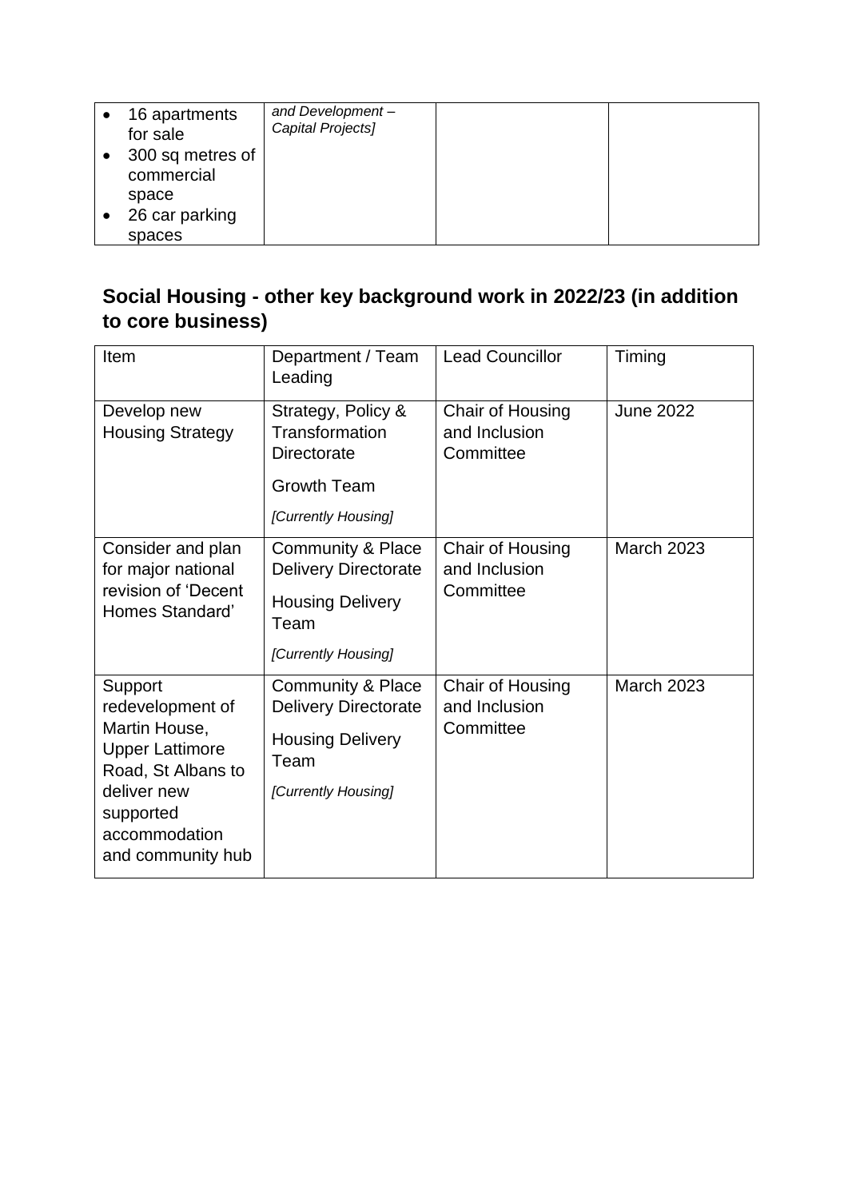| | | | |
|---|---|---|---|
| • 16 apartments for sale<br>• 300 sq metres of commercial space<br>• 26 car parking spaces | *and Development – Capital Projects]* | | |

## Social Housing - other key background work in 2022/23 (in addition to core business)

| Item | Department / Team Leading | Lead Councillor | Timing |
|---|---|---|---|
| Develop new Housing Strategy | Strategy, Policy & Transformation Directorate<br><br>Growth Team<br><br>*[Currently Housing]* | Chair of Housing and Inclusion Committee | June 2022 |
| Consider and plan for major national revision of 'Decent Homes Standard' | Community & Place Delivery Directorate<br><br>Housing Delivery Team<br><br>*[Currently Housing]* | Chair of Housing and Inclusion Committee | March 2023 |
| Support redevelopment of Martin House, Upper Lattimore Road, St Albans to deliver new supported accommodation and community hub | Community & Place Delivery Directorate<br><br>Housing Delivery Team<br><br>*[Currently Housing]* | Chair of Housing and Inclusion Committee | March 2023 |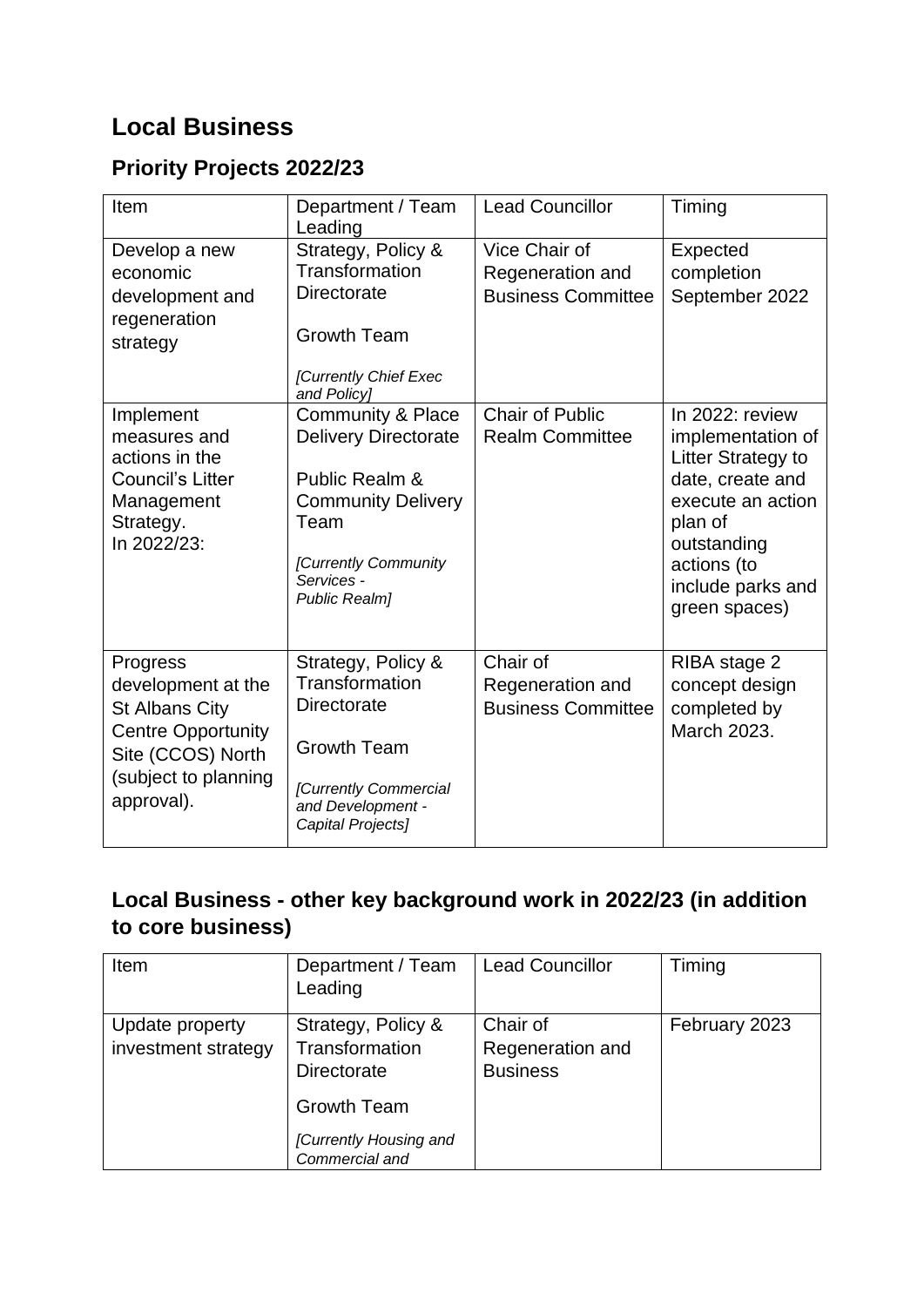## Local Business

### Priority Projects 2022/23

| Item | Department / Team Leading | Lead Councillor | Timing |
|---|---|---|---|
| Develop a new economic development and regeneration strategy | Strategy, Policy & Transformation Directorate<br><br>Growth Team<br><br>*[Currently Chief Exec and Policy]* | Vice Chair of Regeneration and Business Committee | Expected completion September 2022 |
| Implement measures and actions in the Council's Litter Management Strategy.<br>In 2022/23: | Community & Place Delivery Directorate<br><br>Public Realm & Community Delivery Team<br><br>*[Currently Community Services - Public Realm]* | Chair of Public Realm Committee | In 2022: review implementation of Litter Strategy to date, create and execute an action plan of outstanding actions (to include parks and green spaces) |
| Progress development at the St Albans City Centre Opportunity Site (CCOS) North (subject to planning approval). | Strategy, Policy & Transformation Directorate<br><br>Growth Team<br><br>*[Currently Commercial and Development - Capital Projects]* | Chair of Regeneration and Business Committee | RIBA stage 2 concept design completed by March 2023. |

### Local Business - other key background work in 2022/23 (in addition to core business)

| Item | Department / Team Leading | Lead Councillor | Timing |
|---|---|---|---|
| Update property investment strategy | Strategy, Policy & Transformation Directorate<br><br>Growth Team<br><br>*[Currently Housing and Commercial and* | Chair of Regeneration and Business | February 2023 |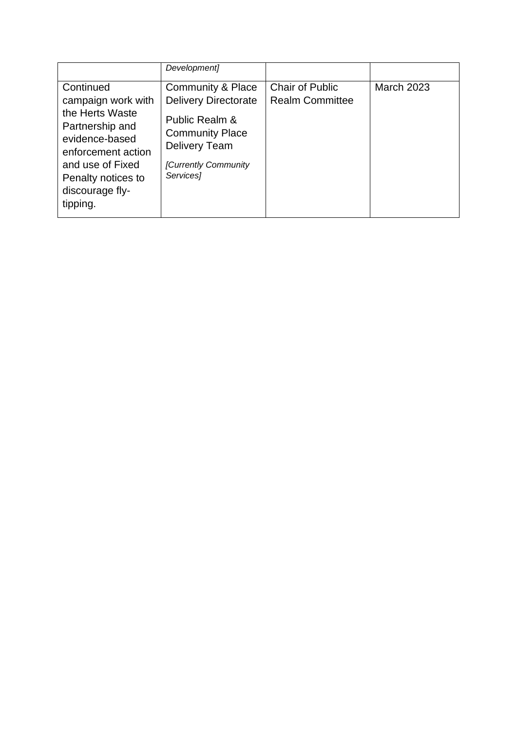| | | | |
|---|---|---|---|
| | *Development]* | | |
| Continued campaign work with the Herts Waste Partnership and evidence-based enforcement action and use of Fixed Penalty notices to discourage fly-tipping. | Community & Place Delivery Directorate<br><br>Public Realm & Community Place Delivery Team<br><br>*[Currently Community Services]* | Chair of Public Realm Committee | March 2023 |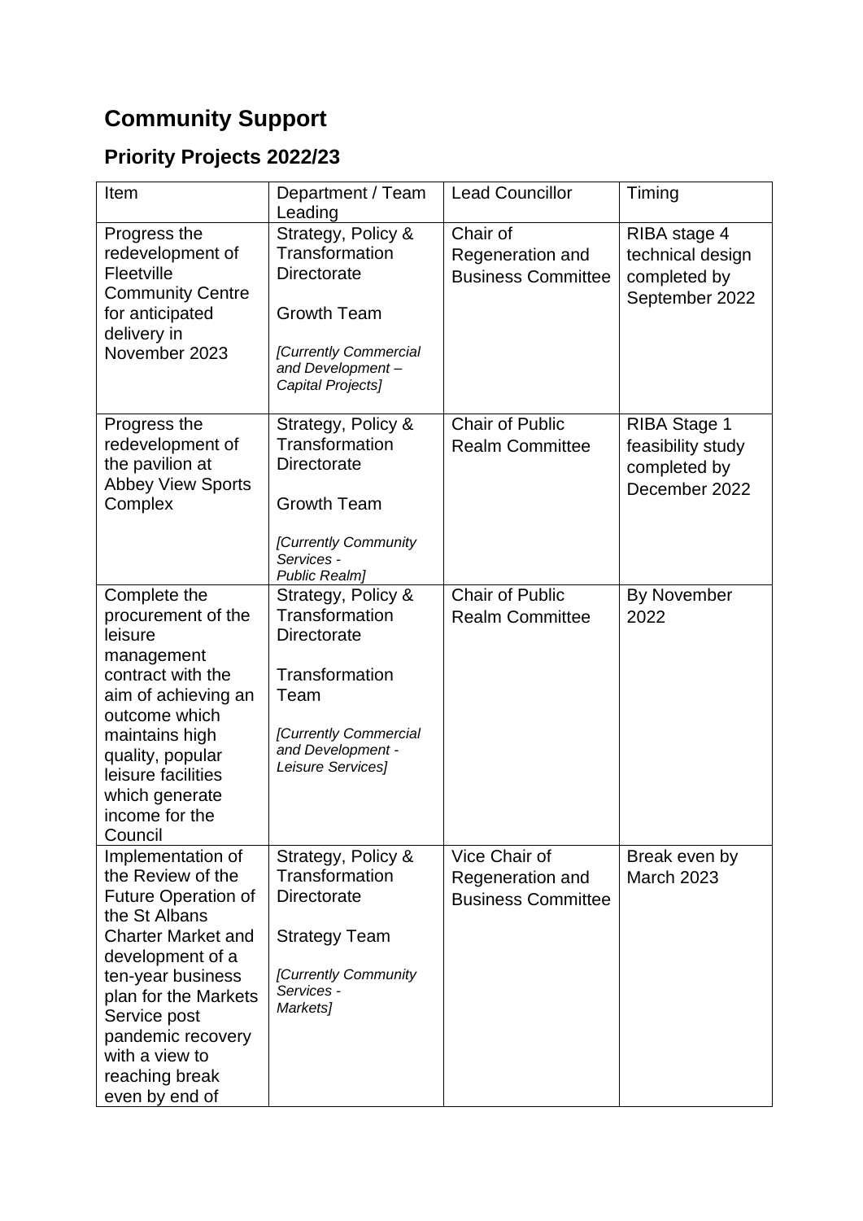# Community Support

## Priority Projects 2022/23

| Item | Department / Team Leading | Lead Councillor | Timing |
|---|---|---|---|
| Progress the redevelopment of Fleetville Community Centre for anticipated delivery in November 2023 | Strategy, Policy & Transformation Directorate<br><br>Growth Team<br><br>*[Currently Commercial and Development – Capital Projects]* | Chair of Regeneration and Business Committee | RIBA stage 4 technical design completed by September 2022 |
| Progress the redevelopment of the pavilion at Abbey View Sports Complex | Strategy, Policy & Transformation Directorate<br><br>Growth Team<br><br>*[Currently Community Services - Public Realm]* | Chair of Public Realm Committee | RIBA Stage 1 feasibility study completed by December 2022 |
| Complete the procurement of the leisure management contract with the aim of achieving an outcome which maintains high quality, popular leisure facilities which generate income for the Council | Strategy, Policy & Transformation Directorate<br><br>Transformation Team<br><br>*[Currently Commercial and Development - Leisure Services]* | Chair of Public Realm Committee | By November 2022 |
| Implementation of the Review of the Future Operation of the St Albans Charter Market and development of a ten-year business plan for the Markets Service post pandemic recovery with a view to reaching break even by end of | Strategy, Policy & Transformation Directorate<br><br>Strategy Team<br><br>*[Currently Community Services - Markets]* | Vice Chair of Regeneration and Business Committee | Break even by March 2023 |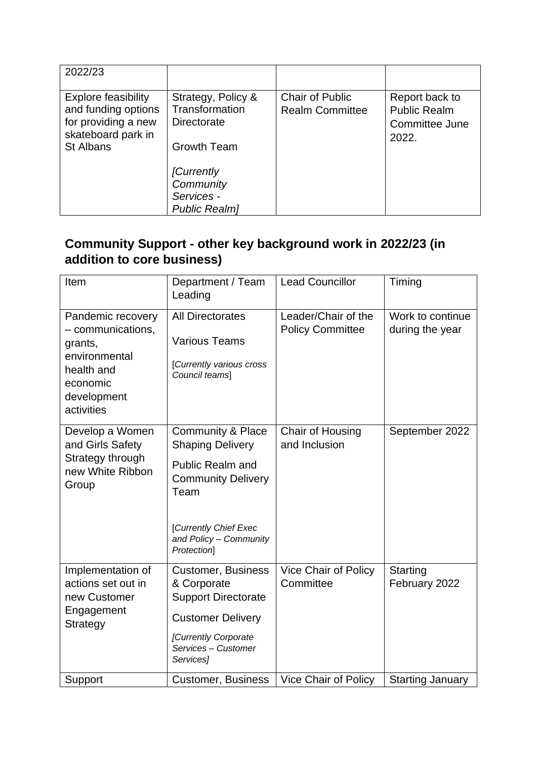| | | | |
|---|---|---|---|
| 2022/23 | | | |
| Explore feasibility and funding options for providing a new skateboard park in St Albans | Strategy, Policy & Transformation Directorate<br><br>Growth Team<br><br>*[Currently Community Services - Public Realm]* | Chair of Public Realm Committee | Report back to Public Realm Committee June 2022. |

## Community Support - other key background work in 2022/23 (in addition to core business)

| Item | Department / Team Leading | Lead Councillor | Timing |
|---|---|---|---|
| Pandemic recovery – communications, grants, environmental health and economic development activities | All Directorates<br><br>Various Teams<br><br>[*Currently various cross Council teams*] | Leader/Chair of the Policy Committee | Work to continue during the year |
| Develop a Women and Girls Safety Strategy through new White Ribbon Group | Community & Place Shaping Delivery<br><br>Public Realm and Community Delivery Team<br><br>[*Currently Chief Exec and Policy – Community Protection*] | Chair of Housing and Inclusion | September 2022 |
| Implementation of actions set out in new Customer Engagement Strategy | Customer, Business & Corporate Support Directorate<br><br>Customer Delivery<br><br>*[Currently Corporate Services – Customer Services]* | Vice Chair of Policy Committee | Starting February 2022 |
| Support | Customer, Business | Vice Chair of Policy | Starting January |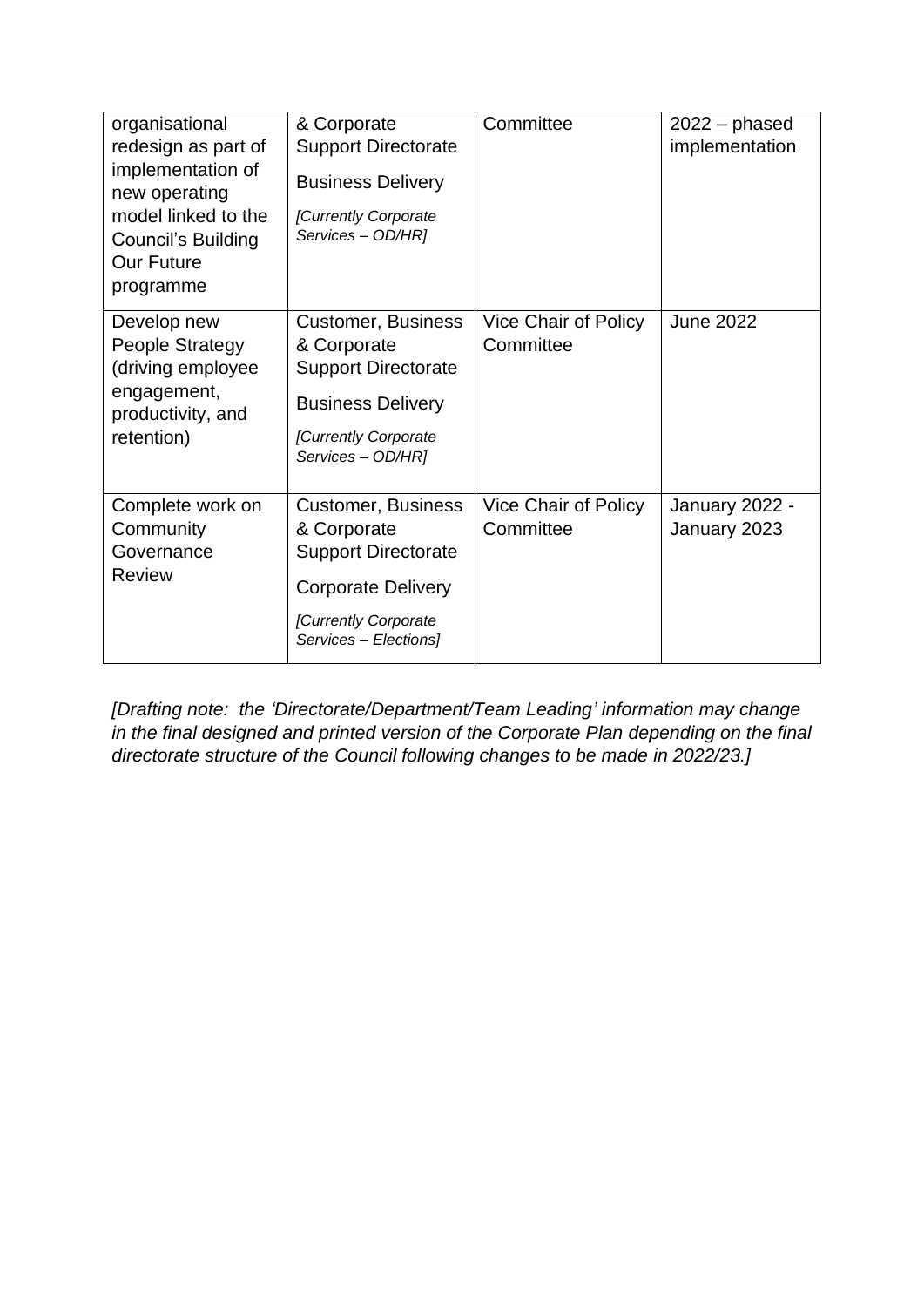| | | | |
|---|---|---|---|
| organisational redesign as part of implementation of new operating model linked to the Council's Building Our Future programme | & Corporate Support Directorate<br>Business Delivery<br>*[Currently Corporate Services – OD/HR]* | Committee | 2022 – phased implementation |
| Develop new People Strategy (driving employee engagement, productivity, and retention) | Customer, Business & Corporate Support Directorate<br>Business Delivery<br>*[Currently Corporate Services – OD/HR]* | Vice Chair of Policy Committee | June 2022 |
| Complete work on Community Governance Review | Customer, Business & Corporate Support Directorate<br>Corporate Delivery<br>*[Currently Corporate Services – Elections]* | Vice Chair of Policy Committee | January 2022 - January 2023 |

*[Drafting note: the 'Directorate/Department/Team Leading' information may change in the final designed and printed version of the Corporate Plan depending on the final directorate structure of the Council following changes to be made in 2022/23.]*